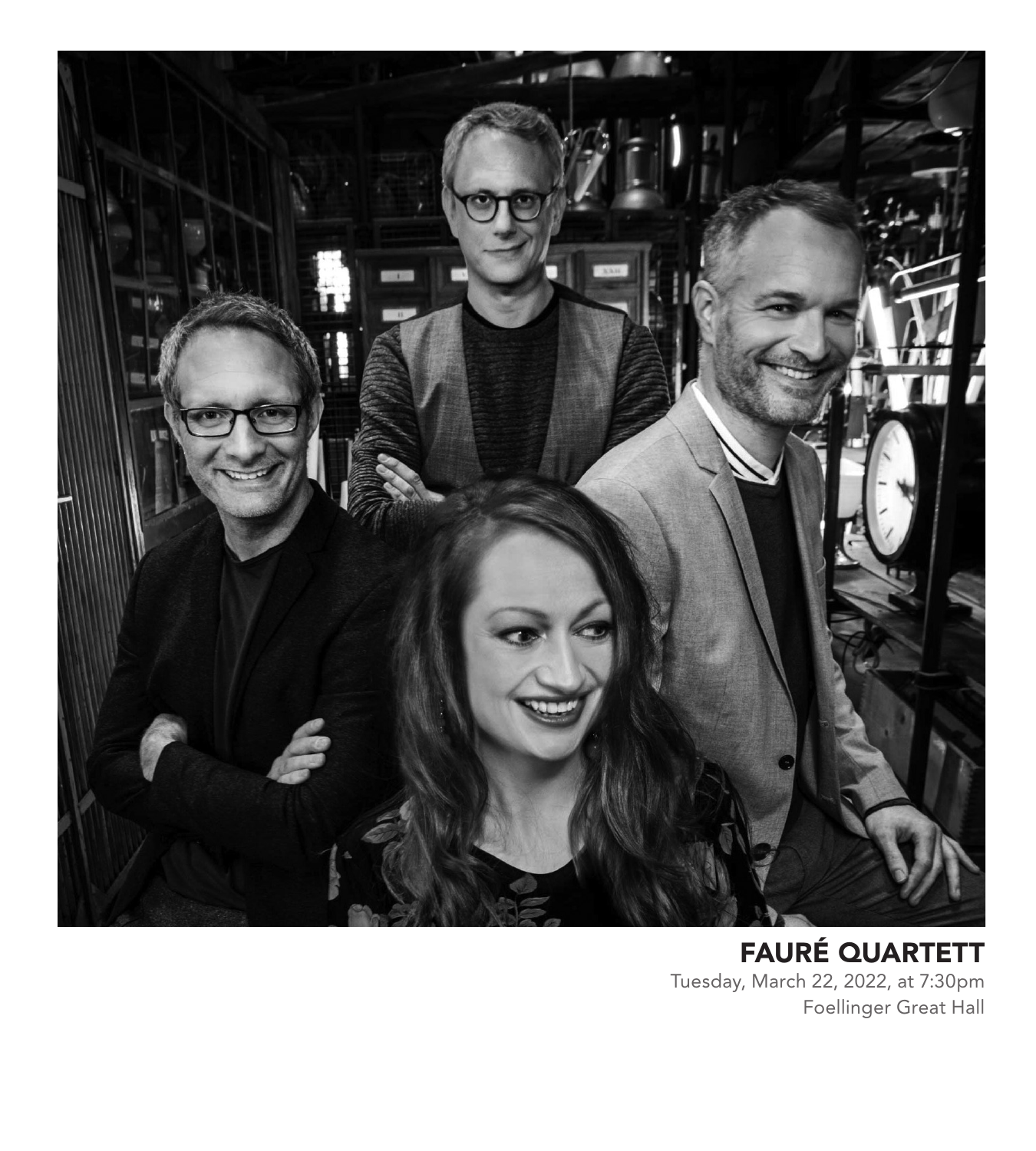# FAURÉ QUARTETT

Tuesday, March 22, 2022, at 7:30pm
Foellinger Great Hall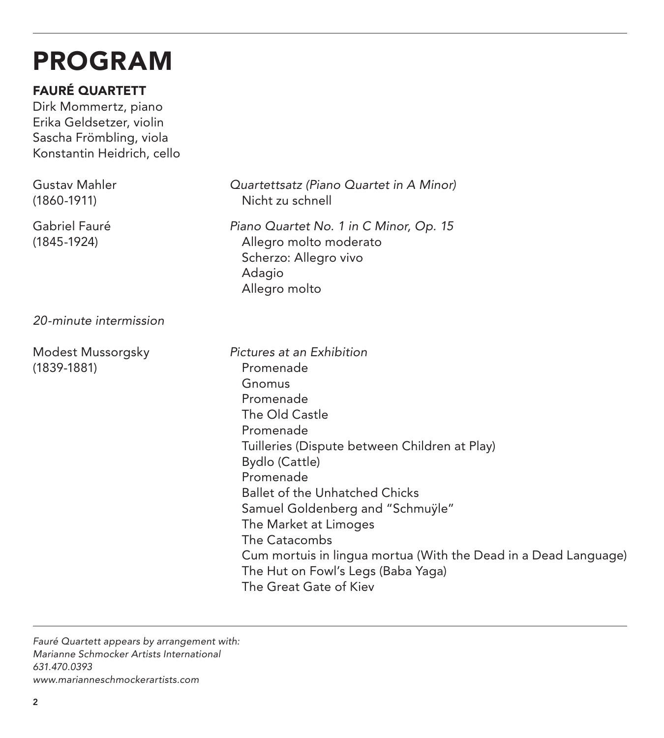# PROGRAM

**FAURÉ QUARTETT**
Dirk Mommertz, piano
Erika Geldsetzer, violin
Sascha Frömbling, viola
Konstantin Heidrich, cello

Gustav Mahler
(1860-1911)

*Quartettsatz (Piano Quartet in A Minor)*
Nicht zu schnell

Gabriel Fauré
(1845-1924)

*Piano Quartet No. 1 in C Minor, Op. 15*
Allegro molto moderato
Scherzo: Allegro vivo
Adagio
Allegro molto

*20-minute intermission*

Modest Mussorgsky
(1839-1881)

*Pictures at an Exhibition*
Promenade
Gnomus
Promenade
The Old Castle
Promenade
Tuilleries (Dispute between Children at Play)
Bydlo (Cattle)
Promenade
Ballet of the Unhatched Chicks
Samuel Goldenberg and "Schmuÿle"
The Market at Limoges
The Catacombs
Cum mortuis in lingua mortua (With the Dead in a Dead Language)
The Hut on Fowl's Legs (Baba Yaga)
The Great Gate of Kiev

---

*Fauré Quartett appears by arrangement with:*
*Marianne Schmocker Artists International*
*631.470.0393*
*www.marianneschmockerartists.com*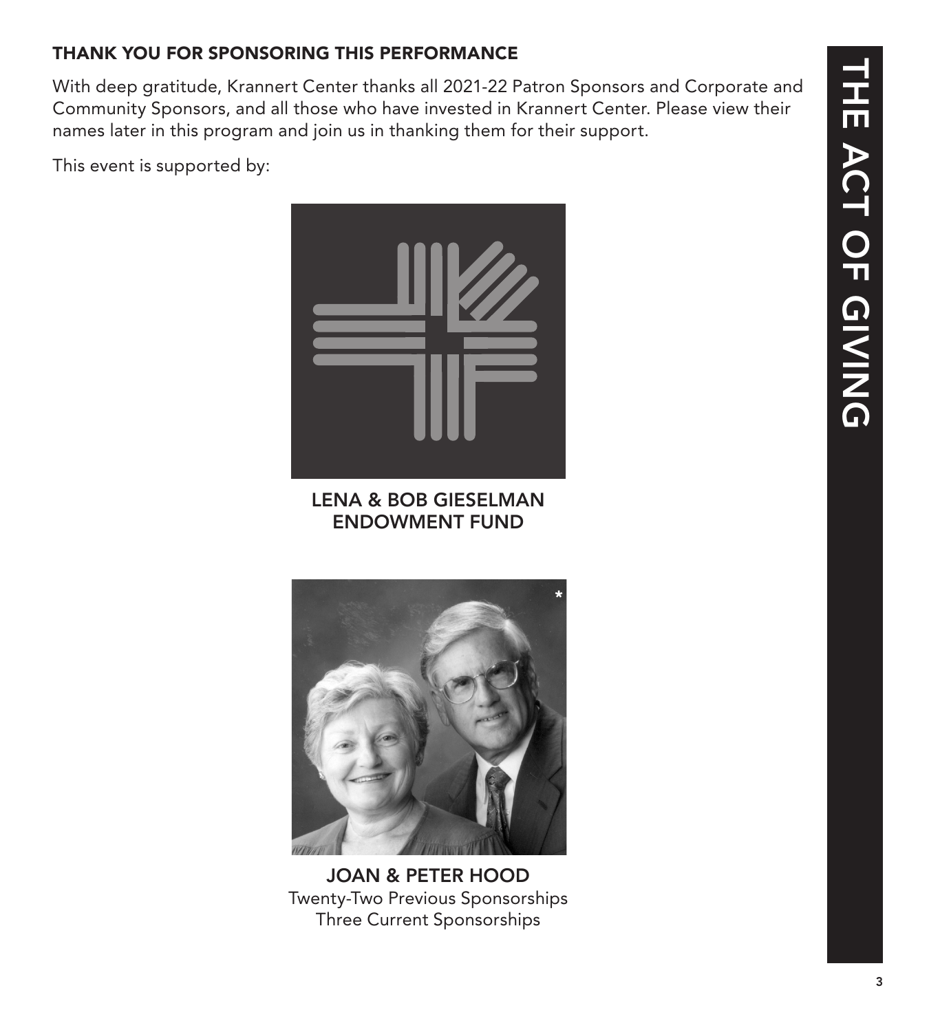## THANK YOU FOR SPONSORING THIS PERFORMANCE

With deep gratitude, Krannert Center thanks all 2021-22 Patron Sponsors and Corporate and Community Sponsors, and all those who have invested in Krannert Center. Please view their names later in this program and join us in thanking them for their support.

This event is supported by:

**LENA & BOB GIESELMAN ENDOWMENT FUND**

**JOAN & PETER HOOD**
Twenty-Two Previous Sponsorships
Three Current Sponsorships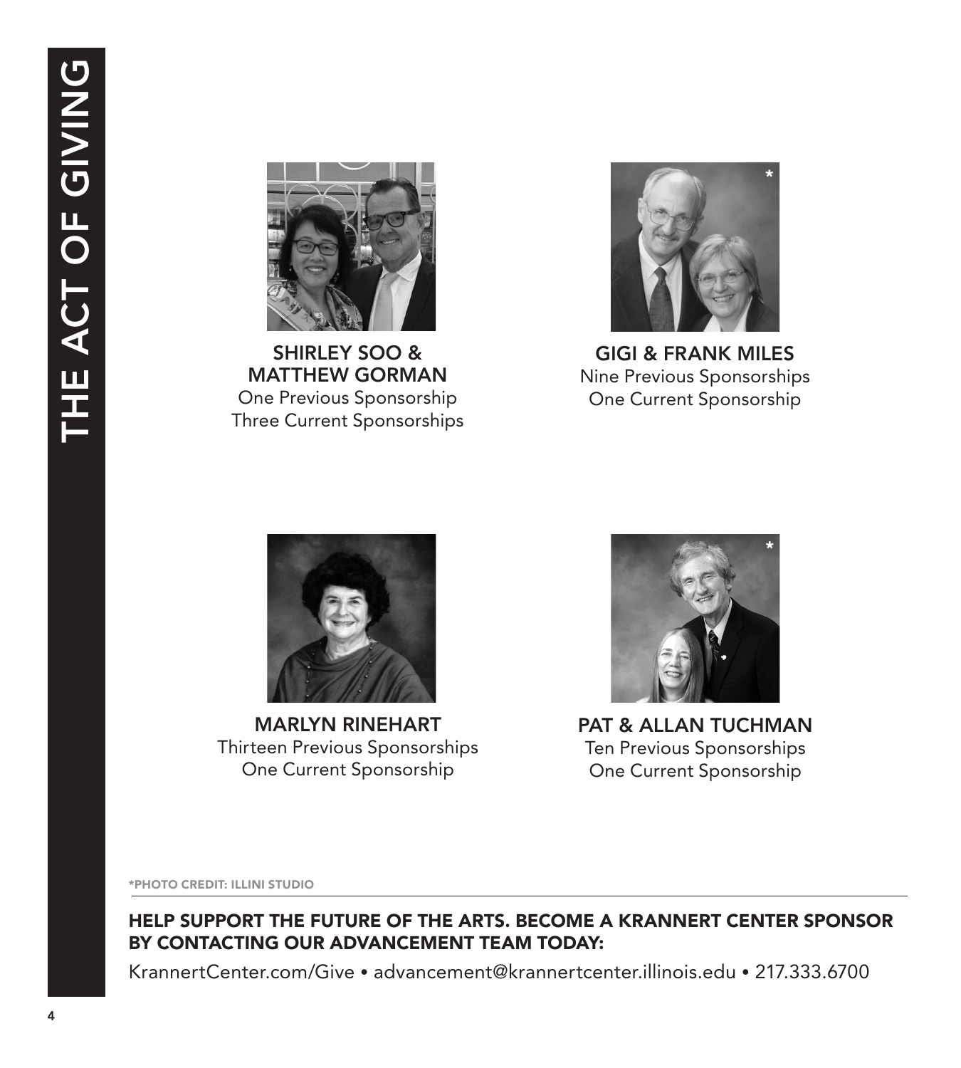# THE ACT OF GIVING

**SHIRLEY SOO & MATTHEW GORMAN**
One Previous Sponsorship
Three Current Sponsorships

**GIGI & FRANK MILES**
Nine Previous Sponsorships
One Current Sponsorship

**MARLYN RINEHART**
Thirteen Previous Sponsorships
One Current Sponsorship

**PAT & ALLAN TUCHMAN**
Ten Previous Sponsorships
One Current Sponsorship

*PHOTO CREDIT: ILLINI STUDIO

**HELP SUPPORT THE FUTURE OF THE ARTS. BECOME A KRANNERT CENTER SPONSOR BY CONTACTING OUR ADVANCEMENT TEAM TODAY:**

KrannertCenter.com/Give • advancement@krannertcenter.illinois.edu • 217.333.6700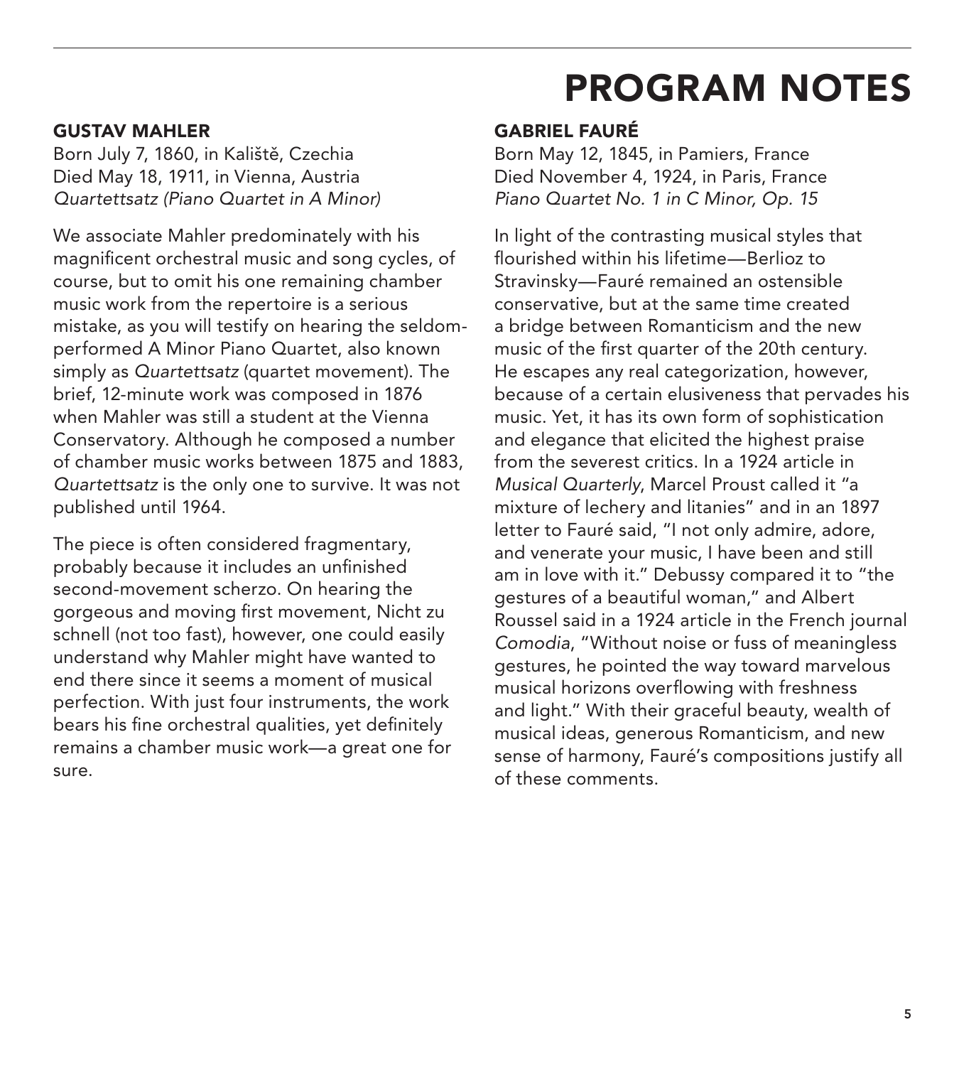# PROGRAM NOTES

## GUSTAV MAHLER

Born July 7, 1860, in Kaliště, Czechia
Died May 18, 1911, in Vienna, Austria
*Quartettsatz (Piano Quartet in A Minor)*

We associate Mahler predominately with his magnificent orchestral music and song cycles, of course, but to omit his one remaining chamber music work from the repertoire is a serious mistake, as you will testify on hearing the seldom-performed A Minor Piano Quartet, also known simply as *Quartettsatz* (quartet movement). The brief, 12-minute work was composed in 1876 when Mahler was still a student at the Vienna Conservatory. Although he composed a number of chamber music works between 1875 and 1883, *Quartettsatz* is the only one to survive. It was not published until 1964.

The piece is often considered fragmentary, probably because it includes an unfinished second-movement scherzo. On hearing the gorgeous and moving first movement, Nicht zu schnell (not too fast), however, one could easily understand why Mahler might have wanted to end there since it seems a moment of musical perfection. With just four instruments, the work bears his fine orchestral qualities, yet definitely remains a chamber music work—a great one for sure.

## GABRIEL FAURÉ

Born May 12, 1845, in Pamiers, France
Died November 4, 1924, in Paris, France
*Piano Quartet No. 1 in C Minor, Op. 15*

In light of the contrasting musical styles that flourished within his lifetime—Berlioz to Stravinsky—Fauré remained an ostensible conservative, but at the same time created a bridge between Romanticism and the new music of the first quarter of the 20th century. He escapes any real categorization, however, because of a certain elusiveness that pervades his music. Yet, it has its own form of sophistication and elegance that elicited the highest praise from the severest critics. In a 1924 article in *Musical Quarterly*, Marcel Proust called it "a mixture of lechery and litanies" and in an 1897 letter to Fauré said, "I not only admire, adore, and venerate your music, I have been and still am in love with it." Debussy compared it to "the gestures of a beautiful woman," and Albert Roussel said in a 1924 article in the French journal *Comodia*, "Without noise or fuss of meaningless gestures, he pointed the way toward marvelous musical horizons overflowing with freshness and light." With their graceful beauty, wealth of musical ideas, generous Romanticism, and new sense of harmony, Fauré's compositions justify all of these comments.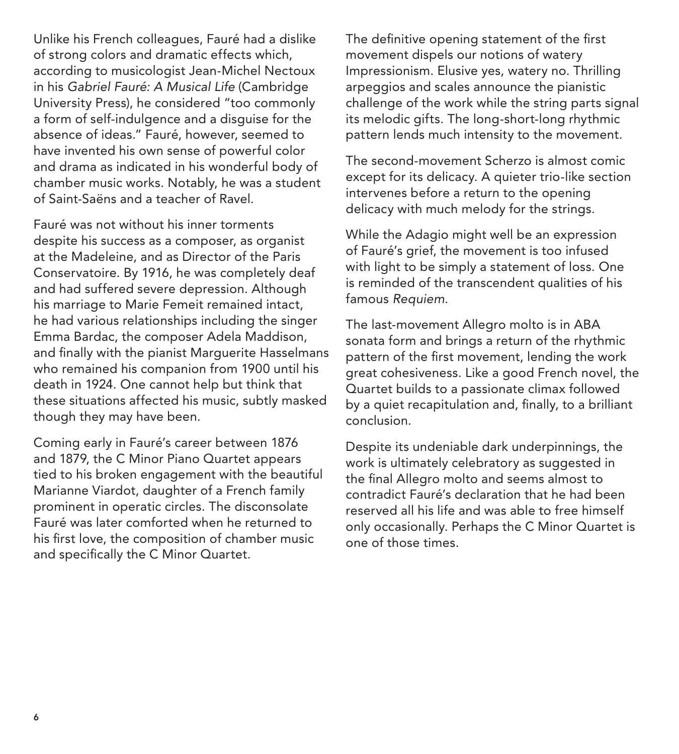Unlike his French colleagues, Fauré had a dislike of strong colors and dramatic effects which, according to musicologist Jean-Michel Nectoux in his *Gabriel Fauré: A Musical Life* (Cambridge University Press), he considered "too commonly a form of self-indulgence and a disguise for the absence of ideas." Fauré, however, seemed to have invented his own sense of powerful color and drama as indicated in his wonderful body of chamber music works. Notably, he was a student of Saint-Saëns and a teacher of Ravel.

Fauré was not without his inner torments despite his success as a composer, as organist at the Madeleine, and as Director of the Paris Conservatoire. By 1916, he was completely deaf and had suffered severe depression. Although his marriage to Marie Femeit remained intact, he had various relationships including the singer Emma Bardac, the composer Adela Maddison, and finally with the pianist Marguerite Hasselmans who remained his companion from 1900 until his death in 1924. One cannot help but think that these situations affected his music, subtly masked though they may have been.

Coming early in Fauré's career between 1876 and 1879, the C Minor Piano Quartet appears tied to his broken engagement with the beautiful Marianne Viardot, daughter of a French family prominent in operatic circles. The disconsolate Fauré was later comforted when he returned to his first love, the composition of chamber music and specifically the C Minor Quartet.

The definitive opening statement of the first movement dispels our notions of watery Impressionism. Elusive yes, watery no. Thrilling arpeggios and scales announce the pianistic challenge of the work while the string parts signal its melodic gifts. The long-short-long rhythmic pattern lends much intensity to the movement.

The second-movement Scherzo is almost comic except for its delicacy. A quieter trio-like section intervenes before a return to the opening delicacy with much melody for the strings.

While the Adagio might well be an expression of Fauré's grief, the movement is too infused with light to be simply a statement of loss. One is reminded of the transcendent qualities of his famous *Requiem*.

The last-movement Allegro molto is in ABA sonata form and brings a return of the rhythmic pattern of the first movement, lending the work great cohesiveness. Like a good French novel, the Quartet builds to a passionate climax followed by a quiet recapitulation and, finally, to a brilliant conclusion.

Despite its undeniable dark underpinnings, the work is ultimately celebratory as suggested in the final Allegro molto and seems almost to contradict Fauré's declaration that he had been reserved all his life and was able to free himself only occasionally. Perhaps the C Minor Quartet is one of those times.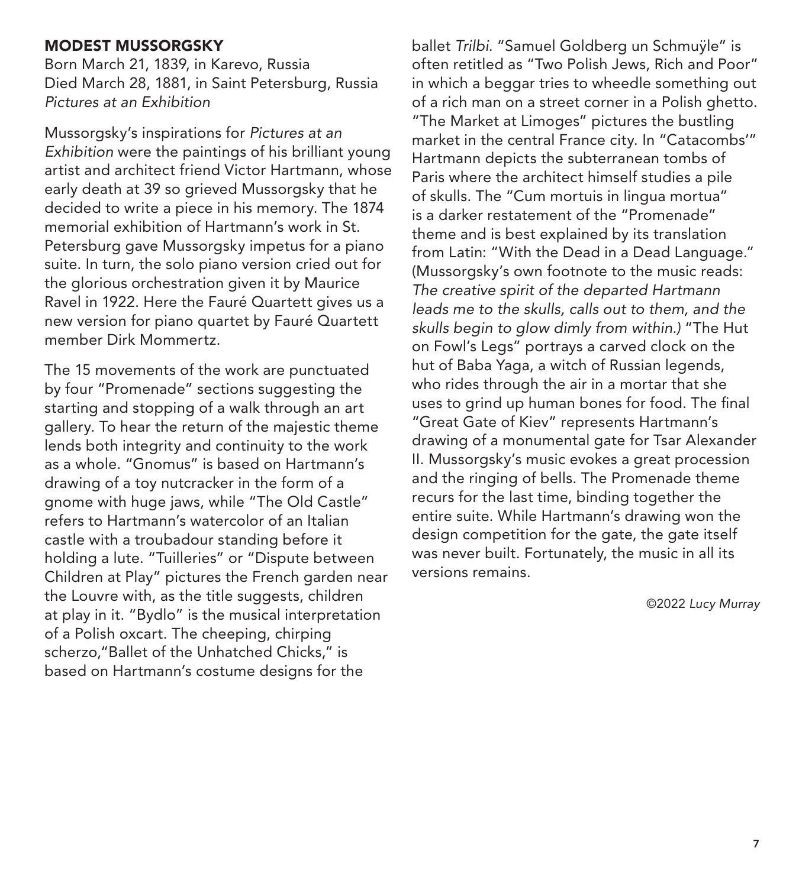## MODEST MUSSORGSKY

Born March 21, 1839, in Karevo, Russia
Died March 28, 1881, in Saint Petersburg, Russia
*Pictures at an Exhibition*

Mussorgsky's inspirations for *Pictures at an Exhibition* were the paintings of his brilliant young artist and architect friend Victor Hartmann, whose early death at 39 so grieved Mussorgsky that he decided to write a piece in his memory. The 1874 memorial exhibition of Hartmann's work in St. Petersburg gave Mussorgsky impetus for a piano suite. In turn, the solo piano version cried out for the glorious orchestration given it by Maurice Ravel in 1922. Here the Fauré Quartett gives us a new version for piano quartet by Fauré Quartett member Dirk Mommertz.

The 15 movements of the work are punctuated by four "Promenade" sections suggesting the starting and stopping of a walk through an art gallery. To hear the return of the majestic theme lends both integrity and continuity to the work as a whole. "Gnomus" is based on Hartmann's drawing of a toy nutcracker in the form of a gnome with huge jaws, while "The Old Castle" refers to Hartmann's watercolor of an Italian castle with a troubadour standing before it holding a lute. "Tuilleries" or "Dispute between Children at Play" pictures the French garden near the Louvre with, as the title suggests, children at play in it. "Bydlo" is the musical interpretation of a Polish oxcart. The cheeping, chirping scherzo,"Ballet of the Unhatched Chicks," is based on Hartmann's costume designs for the ballet *Trilbi.* "Samuel Goldberg un Schmuÿle" is often retitled as "Two Polish Jews, Rich and Poor" in which a beggar tries to wheedle something out of a rich man on a street corner in a Polish ghetto. "The Market at Limoges" pictures the bustling market in the central France city. In "Catacombs'" Hartmann depicts the subterranean tombs of Paris where the architect himself studies a pile of skulls. The "Cum mortuis in lingua mortua" is a darker restatement of the "Promenade" theme and is best explained by its translation from Latin: "With the Dead in a Dead Language." (Mussorgsky's own footnote to the music reads: *The creative spirit of the departed Hartmann leads me to the skulls, calls out to them, and the skulls begin to glow dimly from within.)* "The Hut on Fowl's Legs" portrays a carved clock on the hut of Baba Yaga, a witch of Russian legends, who rides through the air in a mortar that she uses to grind up human bones for food. The final "Great Gate of Kiev" represents Hartmann's drawing of a monumental gate for Tsar Alexander II. Mussorgsky's music evokes a great procession and the ringing of bells. The Promenade theme recurs for the last time, binding together the entire suite. While Hartmann's drawing won the design competition for the gate, the gate itself was never built. Fortunately, the music in all its versions remains.

©2022 *Lucy Murray*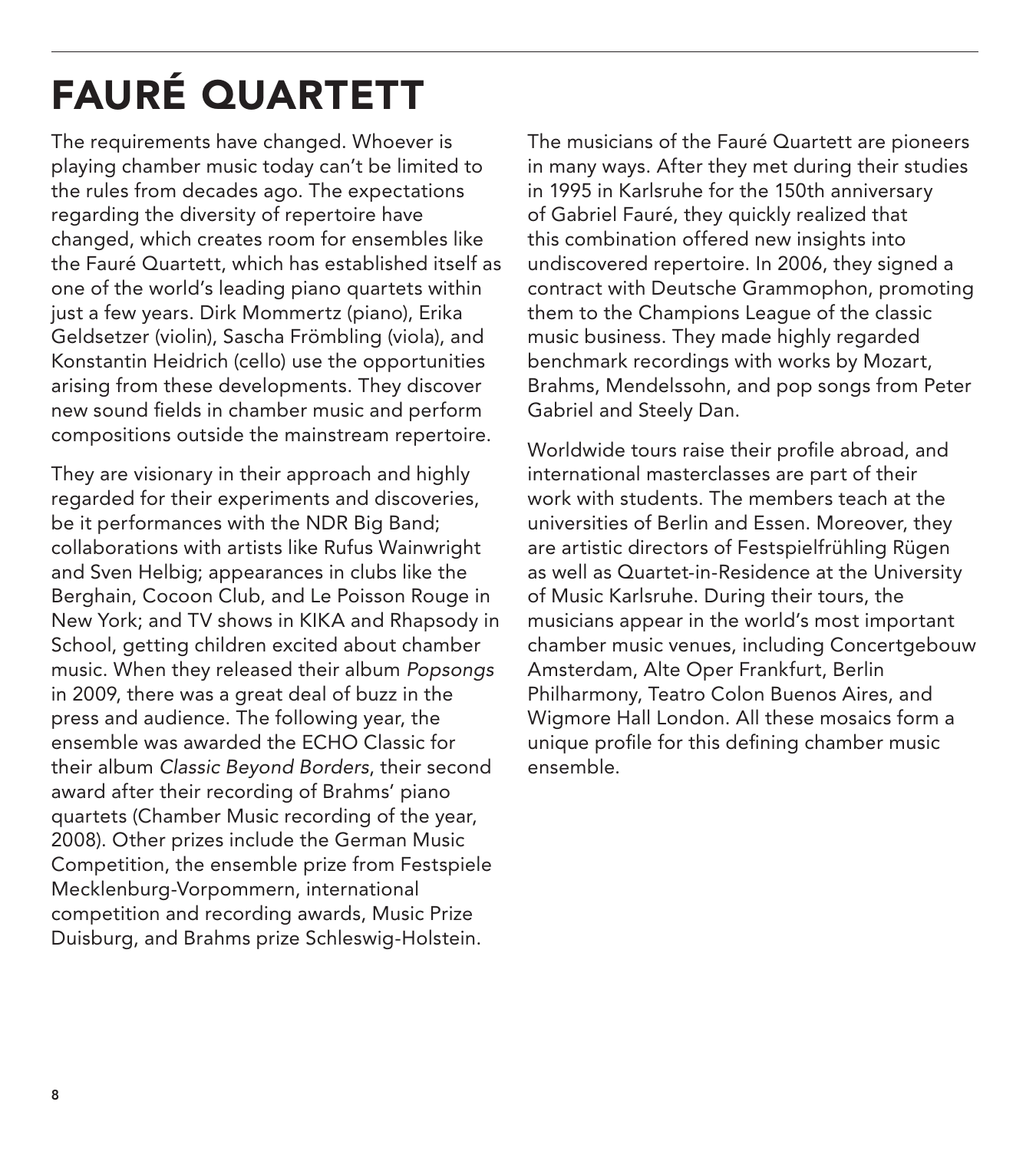# FAURÉ QUARTETT

The requirements have changed. Whoever is playing chamber music today can't be limited to the rules from decades ago. The expectations regarding the diversity of repertoire have changed, which creates room for ensembles like the Fauré Quartett, which has established itself as one of the world's leading piano quartets within just a few years. Dirk Mommertz (piano), Erika Geldsetzer (violin), Sascha Frömbling (viola), and Konstantin Heidrich (cello) use the opportunities arising from these developments. They discover new sound fields in chamber music and perform compositions outside the mainstream repertoire.

They are visionary in their approach and highly regarded for their experiments and discoveries, be it performances with the NDR Big Band; collaborations with artists like Rufus Wainwright and Sven Helbig; appearances in clubs like the Berghain, Cocoon Club, and Le Poisson Rouge in New York; and TV shows in KIKA and Rhapsody in School, getting children excited about chamber music. When they released their album *Popsongs* in 2009, there was a great deal of buzz in the press and audience. The following year, the ensemble was awarded the ECHO Classic for their album *Classic Beyond Borders*, their second award after their recording of Brahms' piano quartets (Chamber Music recording of the year, 2008). Other prizes include the German Music Competition, the ensemble prize from Festspiele Mecklenburg-Vorpommern, international competition and recording awards, Music Prize Duisburg, and Brahms prize Schleswig-Holstein.

The musicians of the Fauré Quartett are pioneers in many ways. After they met during their studies in 1995 in Karlsruhe for the 150th anniversary of Gabriel Fauré, they quickly realized that this combination offered new insights into undiscovered repertoire. In 2006, they signed a contract with Deutsche Grammophon, promoting them to the Champions League of the classic music business. They made highly regarded benchmark recordings with works by Mozart, Brahms, Mendelssohn, and pop songs from Peter Gabriel and Steely Dan.

Worldwide tours raise their profile abroad, and international masterclasses are part of their work with students. The members teach at the universities of Berlin and Essen. Moreover, they are artistic directors of Festspielfrühling Rügen as well as Quartet-in-Residence at the University of Music Karlsruhe. During their tours, the musicians appear in the world's most important chamber music venues, including Concertgebouw Amsterdam, Alte Oper Frankfurt, Berlin Philharmony, Teatro Colon Buenos Aires, and Wigmore Hall London. All these mosaics form a unique profile for this defining chamber music ensemble.